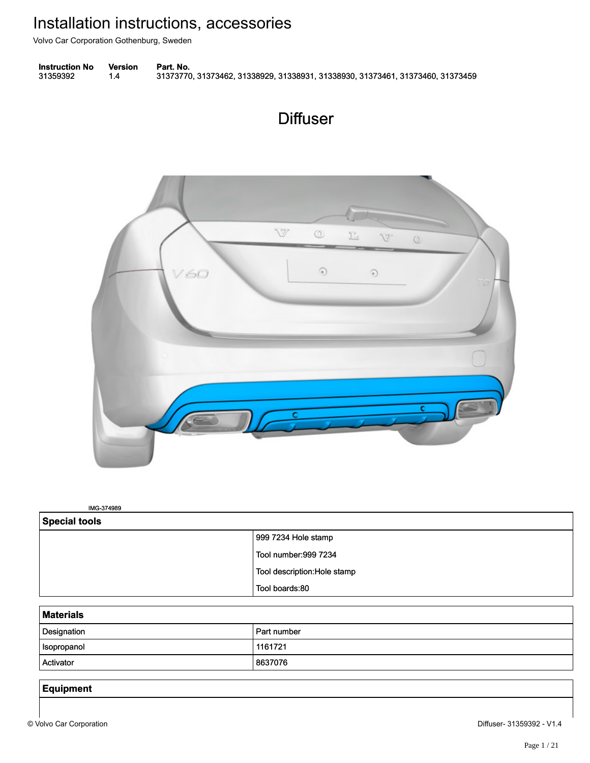# Installation instructions, accessories

Volvo Car Corporation Gothenburg, Sweden

| Instruction No | Version | Part. No. |
| --- | --- | --- |
| 31359392 | 1.4 | 31373770, 31373462, 31338929, 31338931, 31338930, 31373461, 31373460, 31373459 |

## Diffuser

IMG-374989

| Special tools | |
| --- | --- |
| | 999 7234 Hole stamp<br>Tool number:999 7234<br>Tool description:Hole stamp<br>Tool boards:80 |

| Materials | |
| --- | --- |
| Designation | Part number |
| Isopropanol | 1161721 |
| Activator | 8637076 |

| Equipment |
| --- |
| |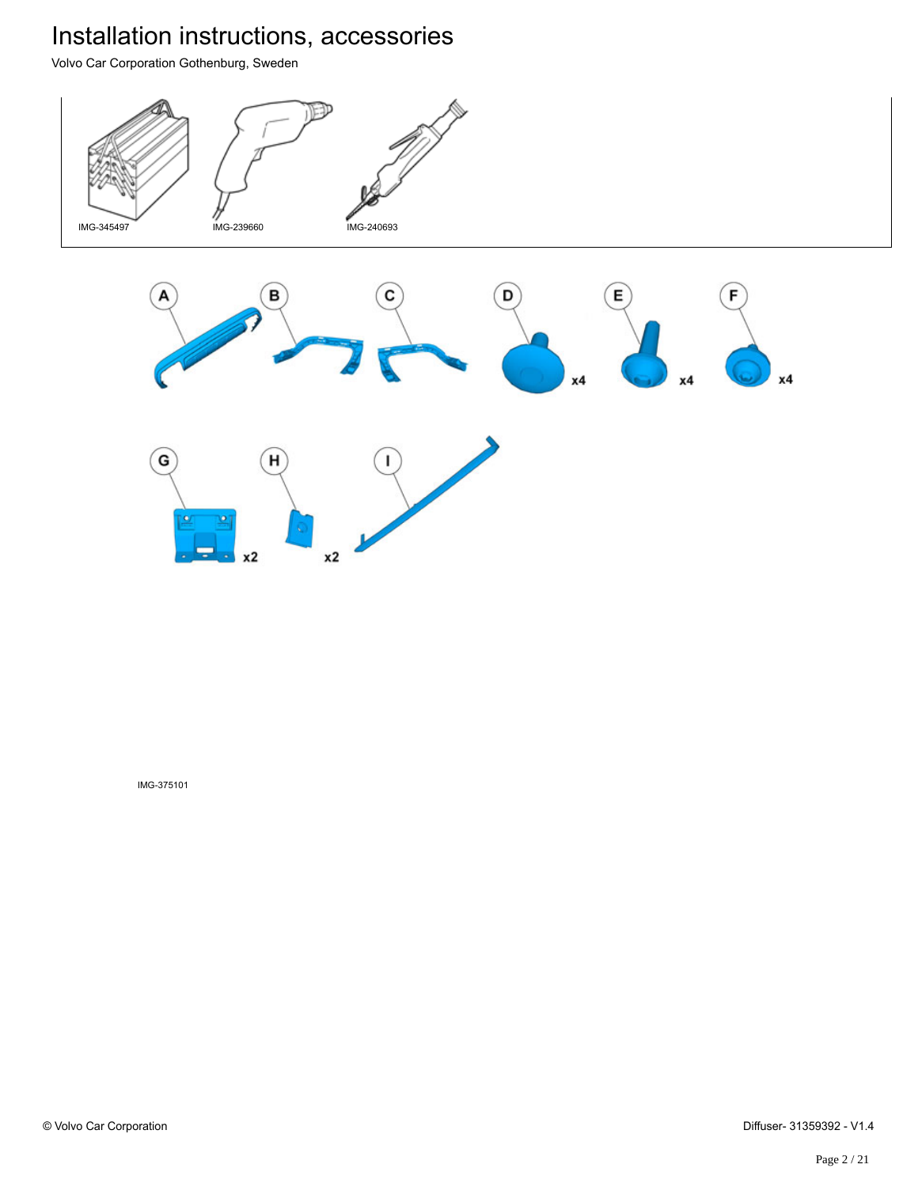IMG-345497

IMG-239660

IMG-240693

A

B

C

D x4

E x4

F x4

G x2

H x2

I

IMG-375101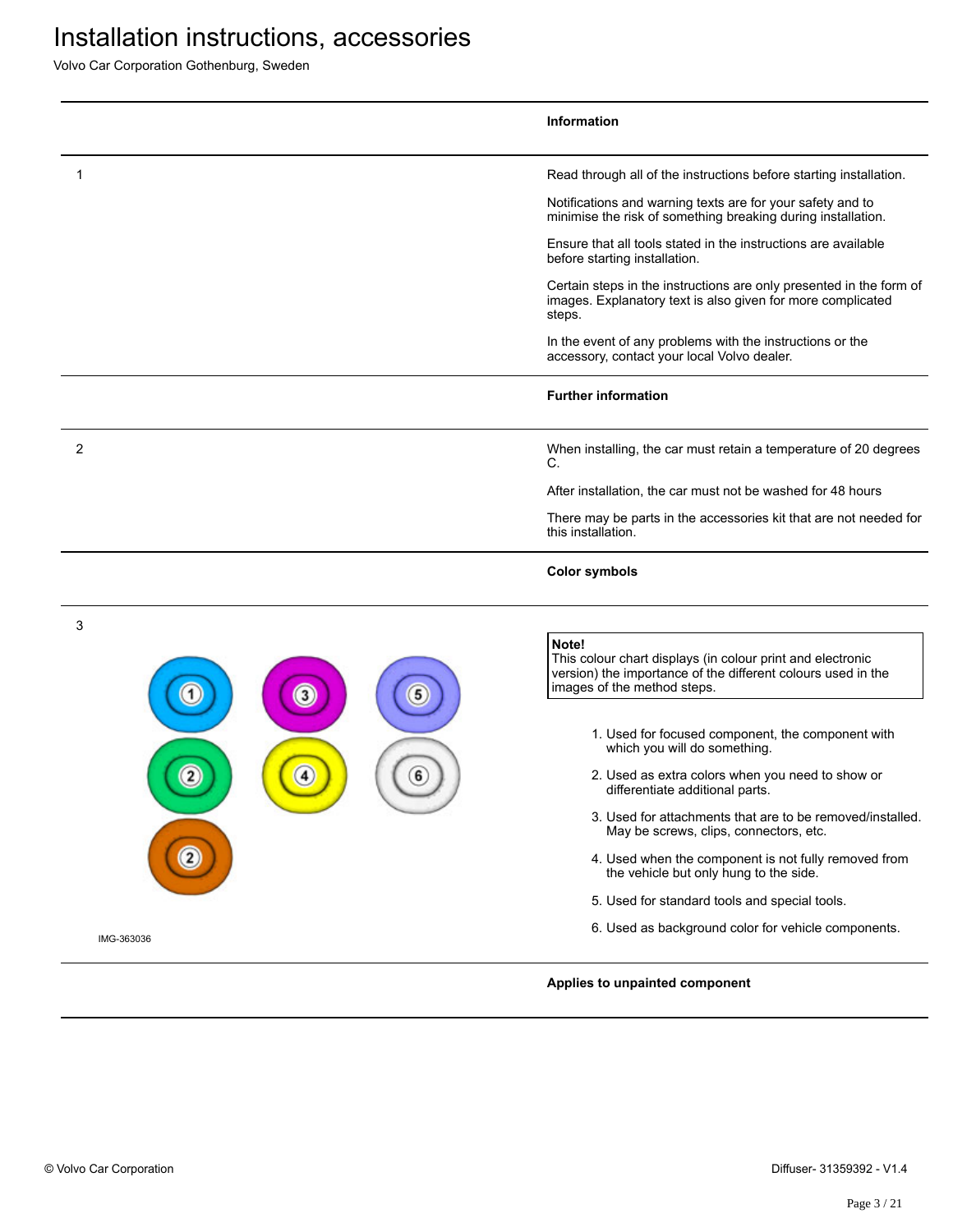# Installation instructions, accessories

Volvo Car Corporation Gothenburg, Sweden

**Information**

1

Read through all of the instructions before starting installation.

Notifications and warning texts are for your safety and to minimise the risk of something breaking during installation.

Ensure that all tools stated in the instructions are available before starting installation.

Certain steps in the instructions are only presented in the form of images. Explanatory text is also given for more complicated steps.

In the event of any problems with the instructions or the accessory, contact your local Volvo dealer.

**Further information**

2

When installing, the car must retain a temperature of 20 degrees C.

After installation, the car must not be washed for 48 hours

There may be parts in the accessories kit that are not needed for this installation.

**Color symbols**

3

IMG-363036

> **Note!**
> This colour chart displays (in colour print and electronic version) the importance of the different colours used in the images of the method steps.

1. Used for focused component, the component with which you will do something.
2. Used as extra colors when you need to show or differentiate additional parts.
3. Used for attachments that are to be removed/installed. May be screws, clips, connectors, etc.
4. Used when the component is not fully removed from the vehicle but only hung to the side.
5. Used for standard tools and special tools.
6. Used as background color for vehicle components.

**Applies to unpainted component**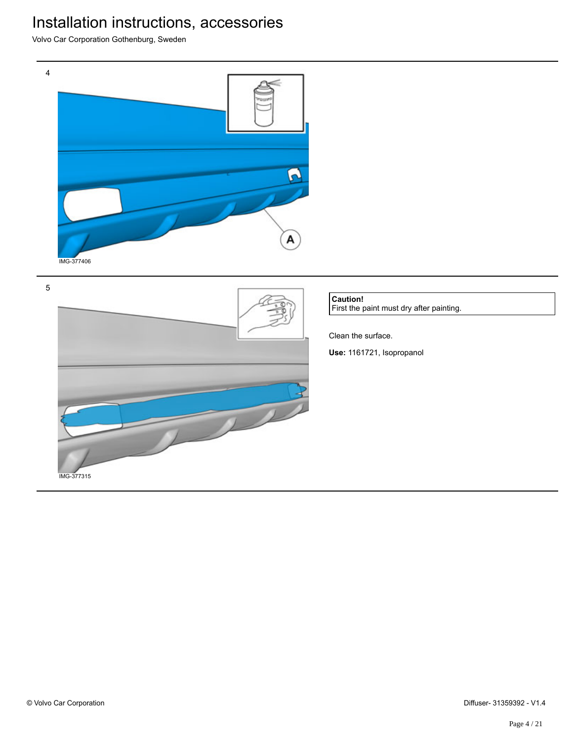4

IMG-377406

5

IMG-377315

**Caution!**
First the paint must dry after painting.

Clean the surface.

**Use:** 1161721, Isopropanol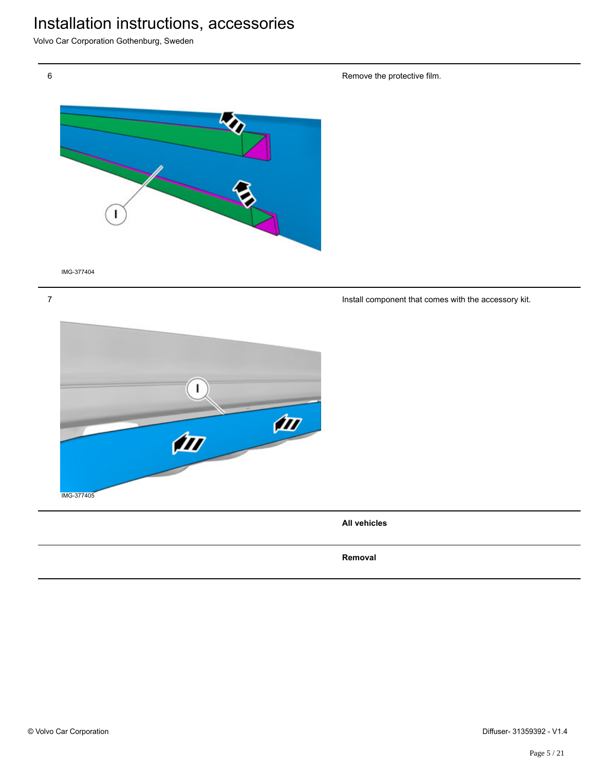| | | |
|---|---|---|
| 6 | IMG-377404 | Remove the protective film. |
| 7 | IMG-377405 | Install component that comes with the accessory kit. |
| | | **All vehicles** |
| | | **Removal** |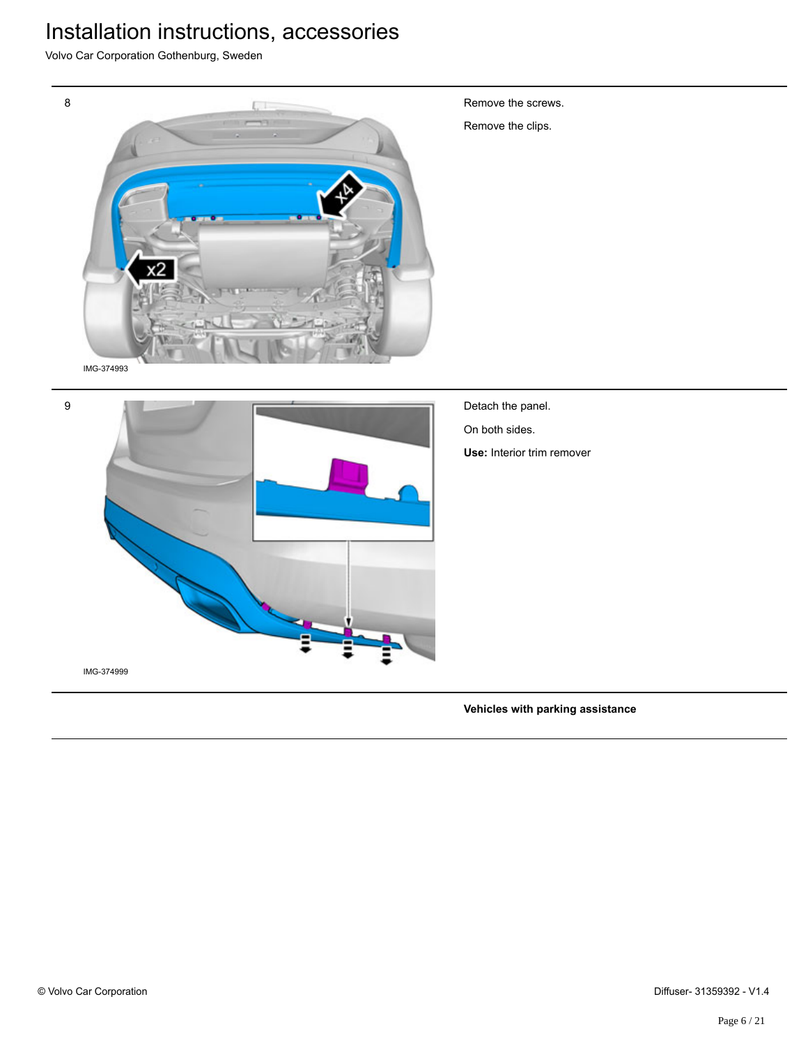| | | |
|---|---|---|
| 8 | IMG-374993 | Remove the screws.<br><br>Remove the clips. |
| 9 | IMG-374999 | Detach the panel.<br><br>On both sides.<br><br>**Use:** Interior trim remover |
| | | **Vehicles with parking assistance** |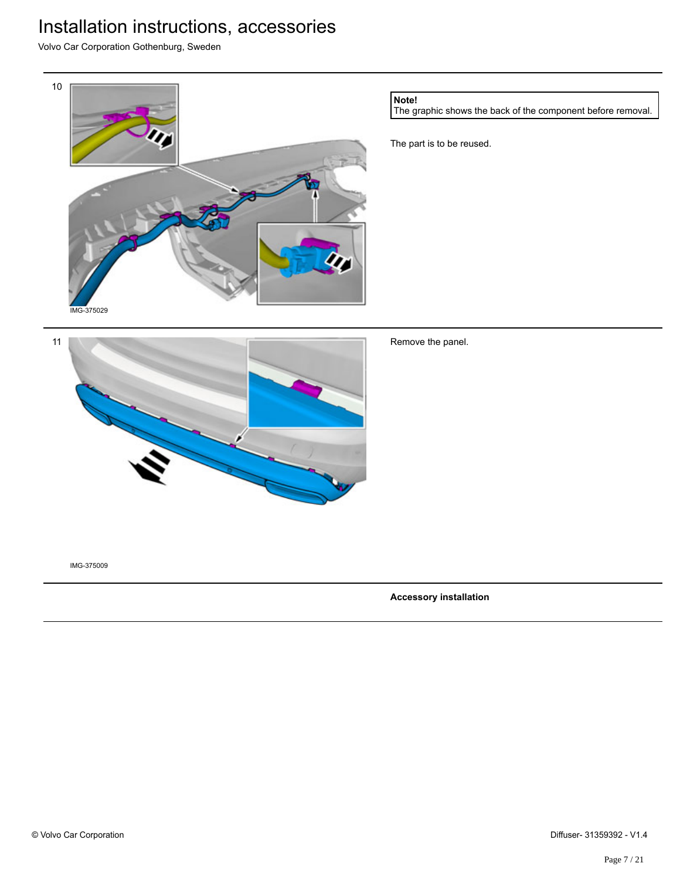10

IMG-375029

**Note!**
The graphic shows the back of the component before removal.

The part is to be reused.

11

IMG-375009

Remove the panel.

**Accessory installation**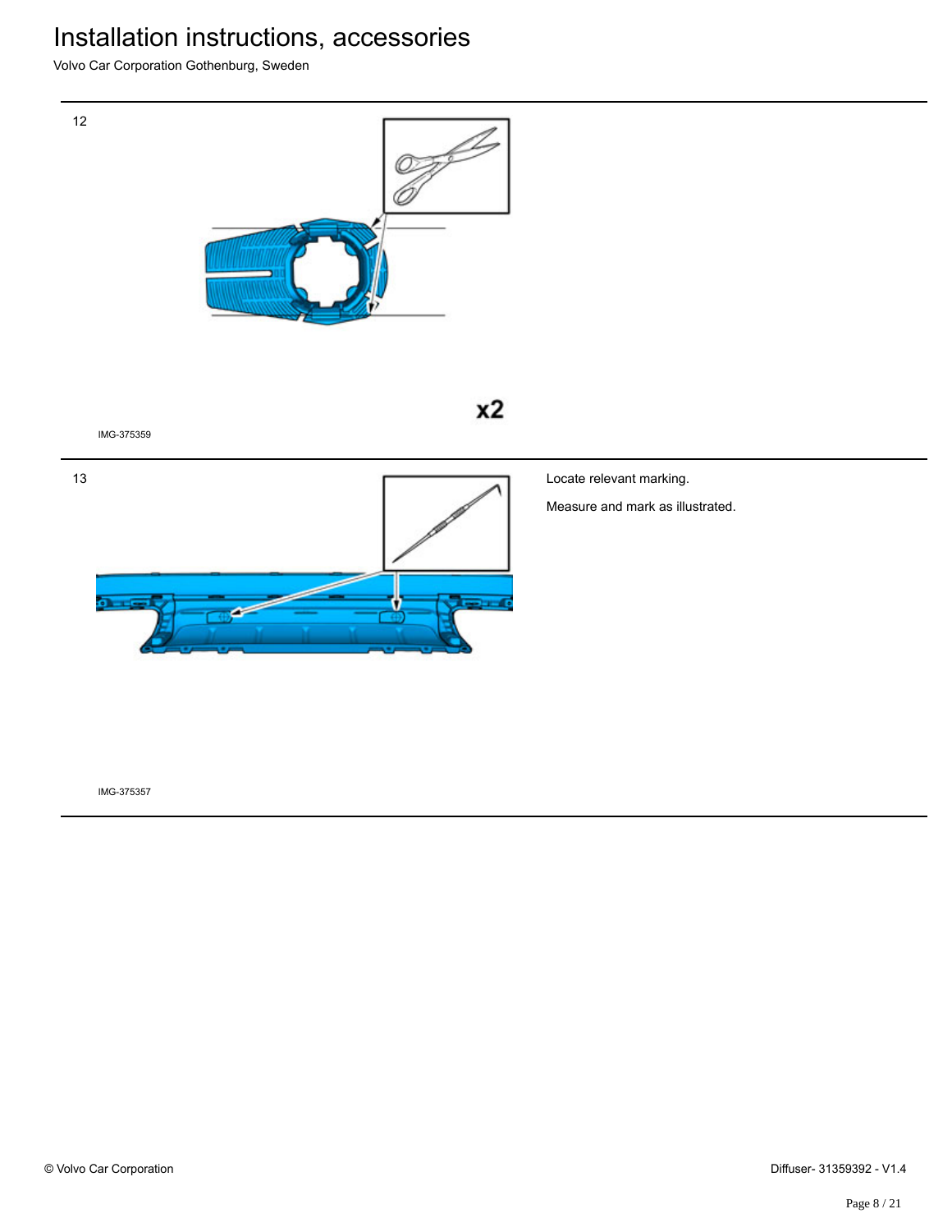12

x2

IMG-375359

13

Locate relevant marking.

Measure and mark as illustrated.

IMG-375357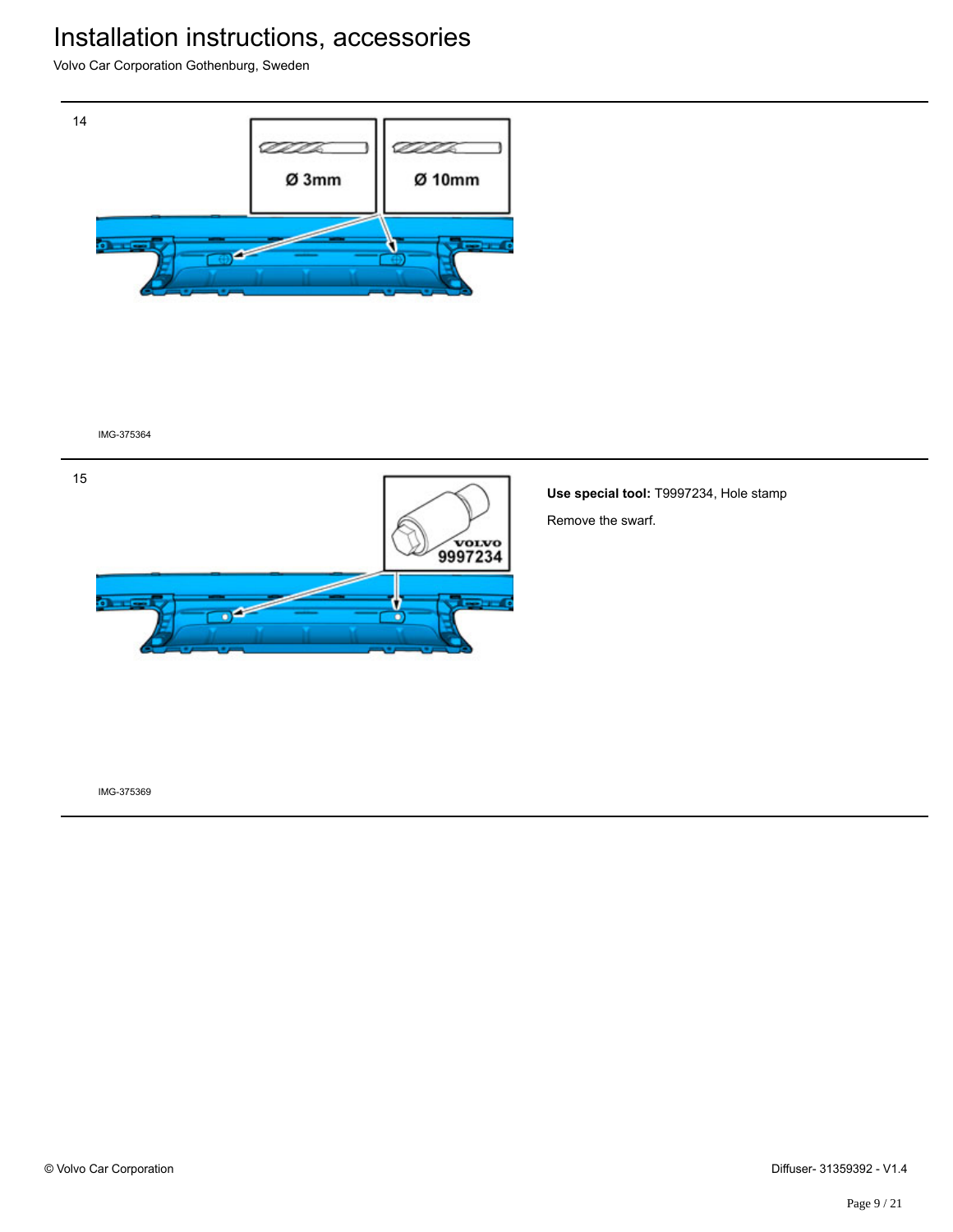14

IMG-375364

15

**Use special tool:** T9997234, Hole stamp

Remove the swarf.

IMG-375369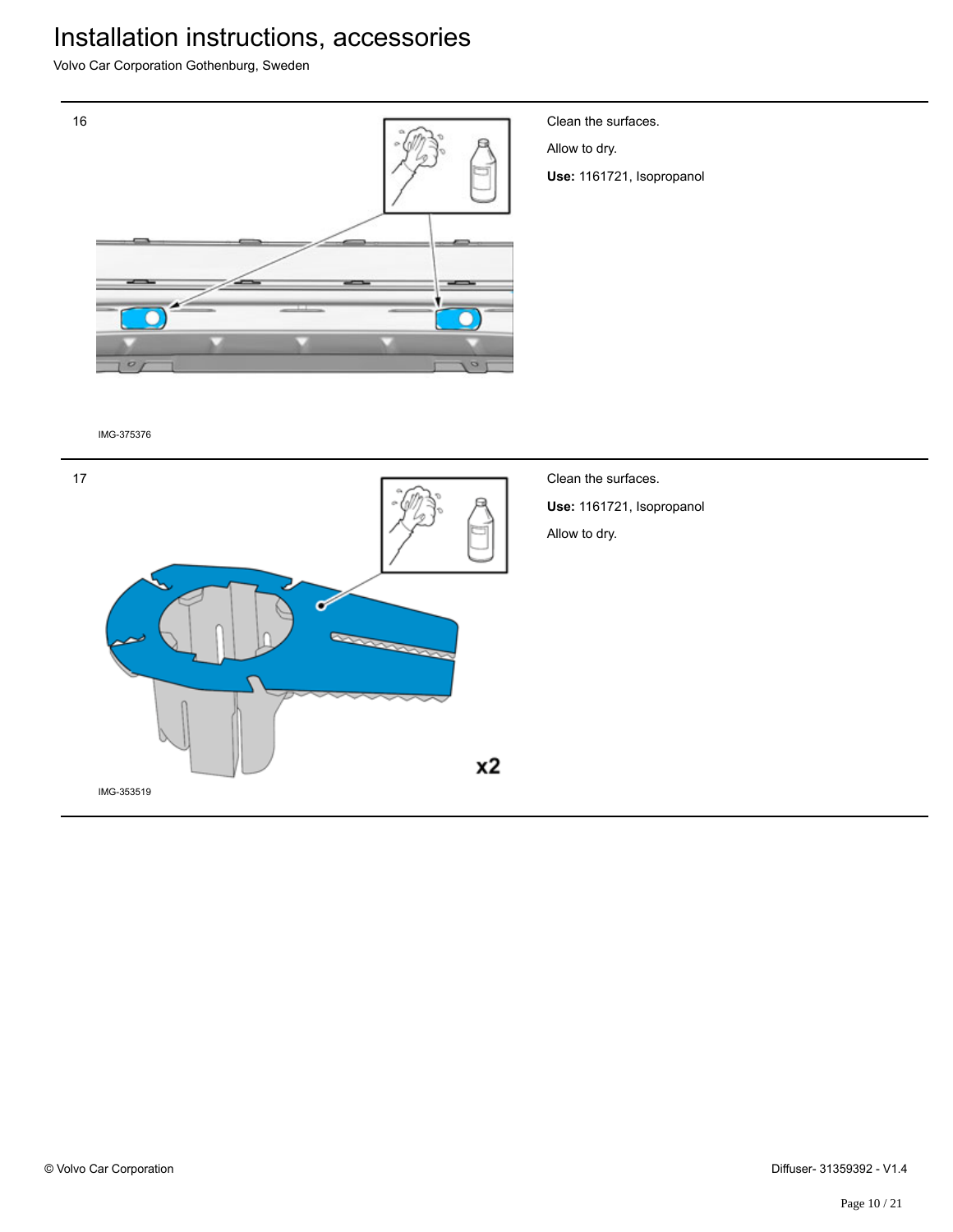16

IMG-375376

Clean the surfaces.

Allow to dry.

**Use:** 1161721, Isopropanol

17

x2

IMG-353519

Clean the surfaces.

**Use:** 1161721, Isopropanol

Allow to dry.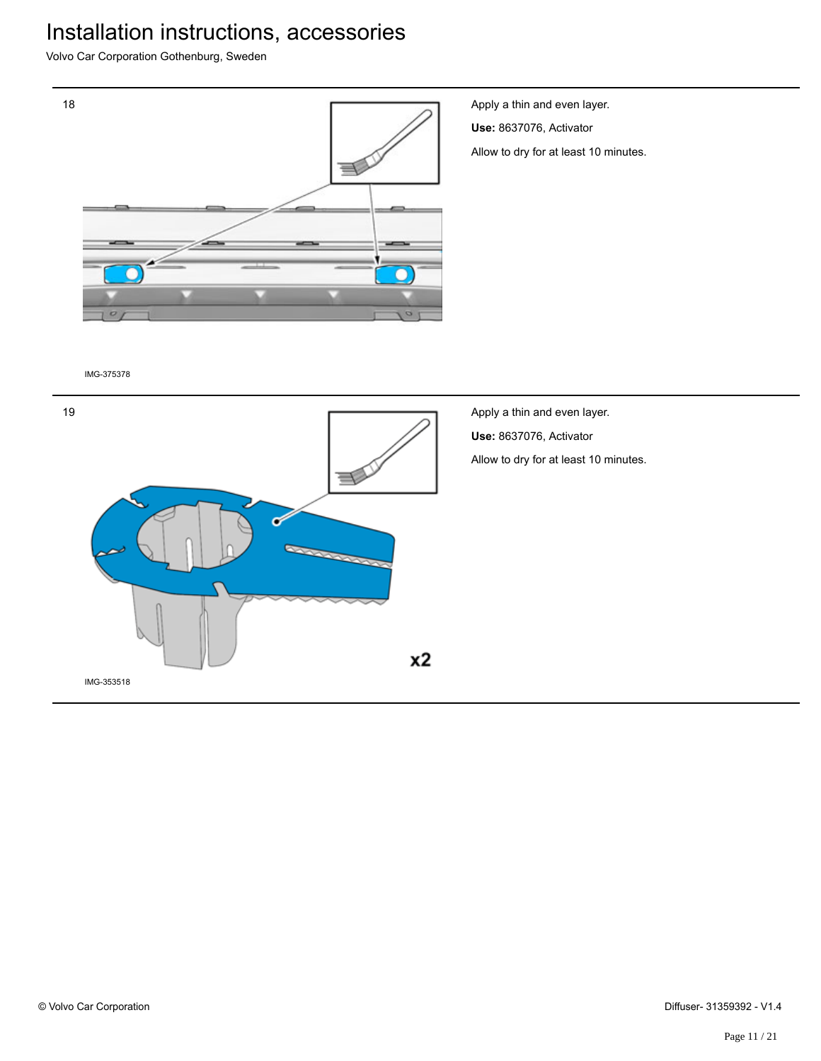18

Apply a thin and even layer.

**Use:** 8637076, Activator

Allow to dry for at least 10 minutes.

IMG-375378

19

Apply a thin and even layer.

**Use:** 8637076, Activator

Allow to dry for at least 10 minutes.

x2

IMG-353518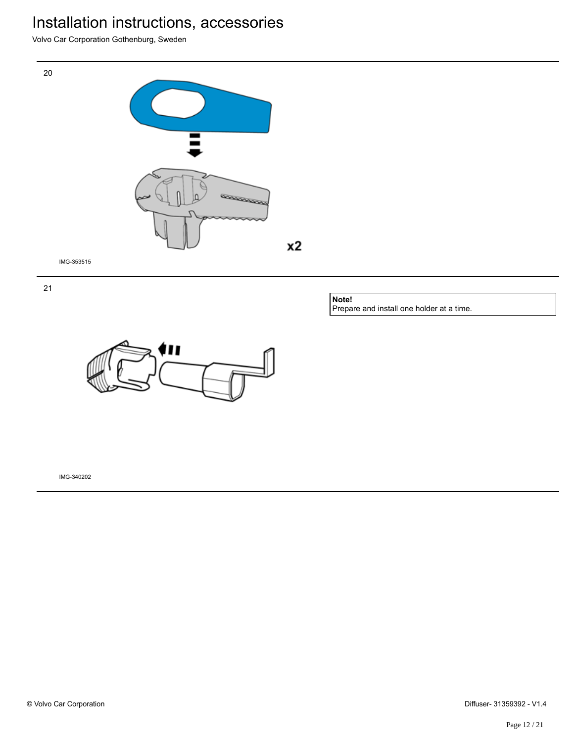20

x2

IMG-353515

21

**Note!**
Prepare and install one holder at a time.

IMG-340202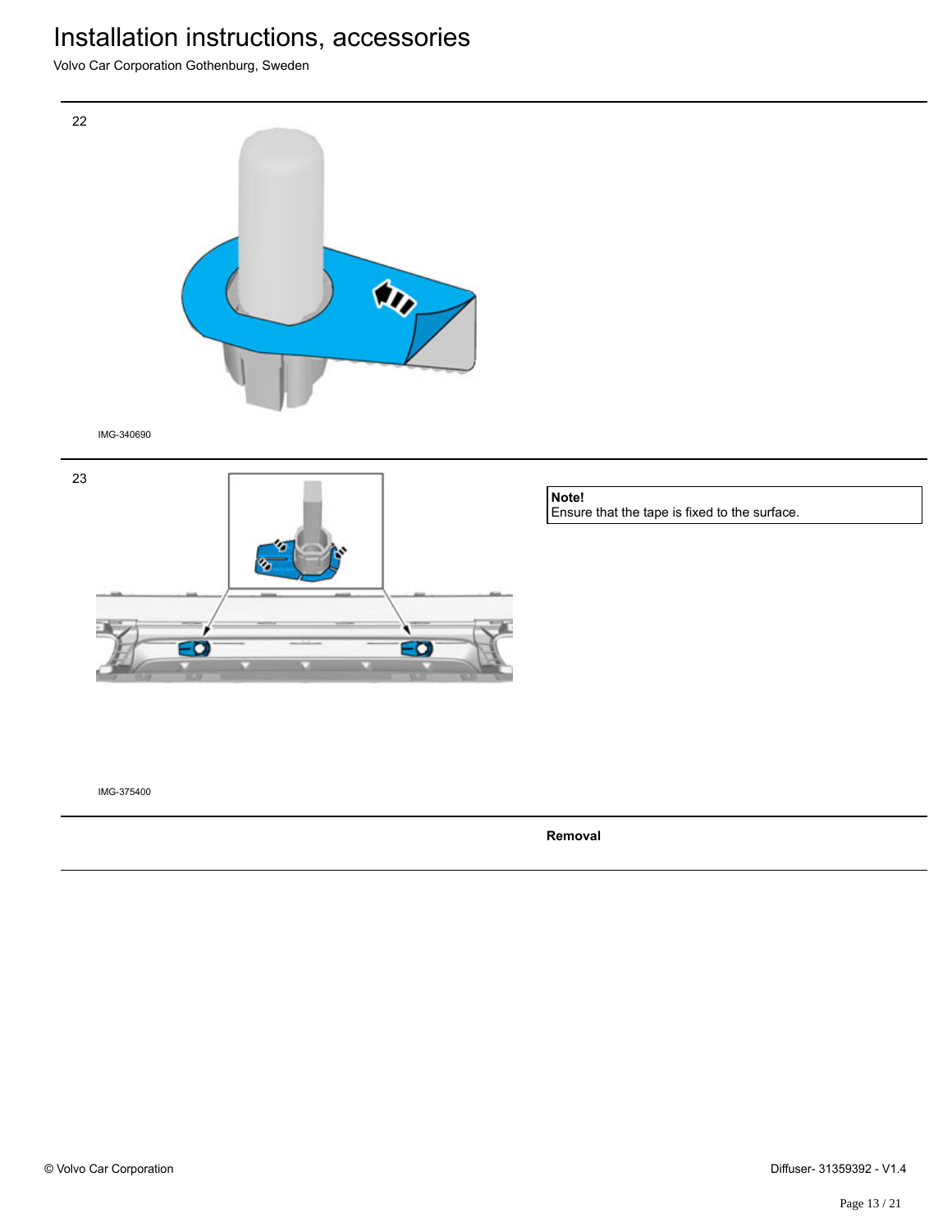22

IMG-340690

23

**Note!**
Ensure that the tape is fixed to the surface.

IMG-375400

**Removal**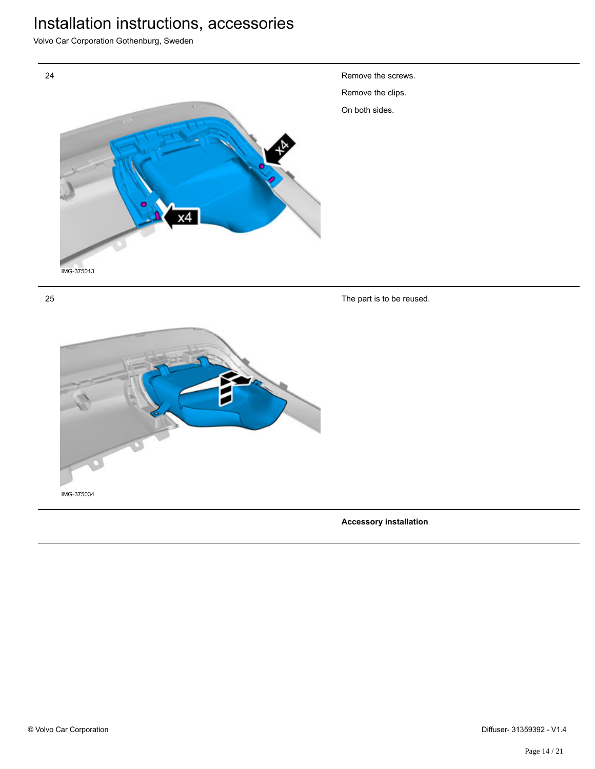24

Remove the screws.

Remove the clips.

On both sides.

IMG-375013

25

The part is to be reused.

IMG-375034

**Accessory installation**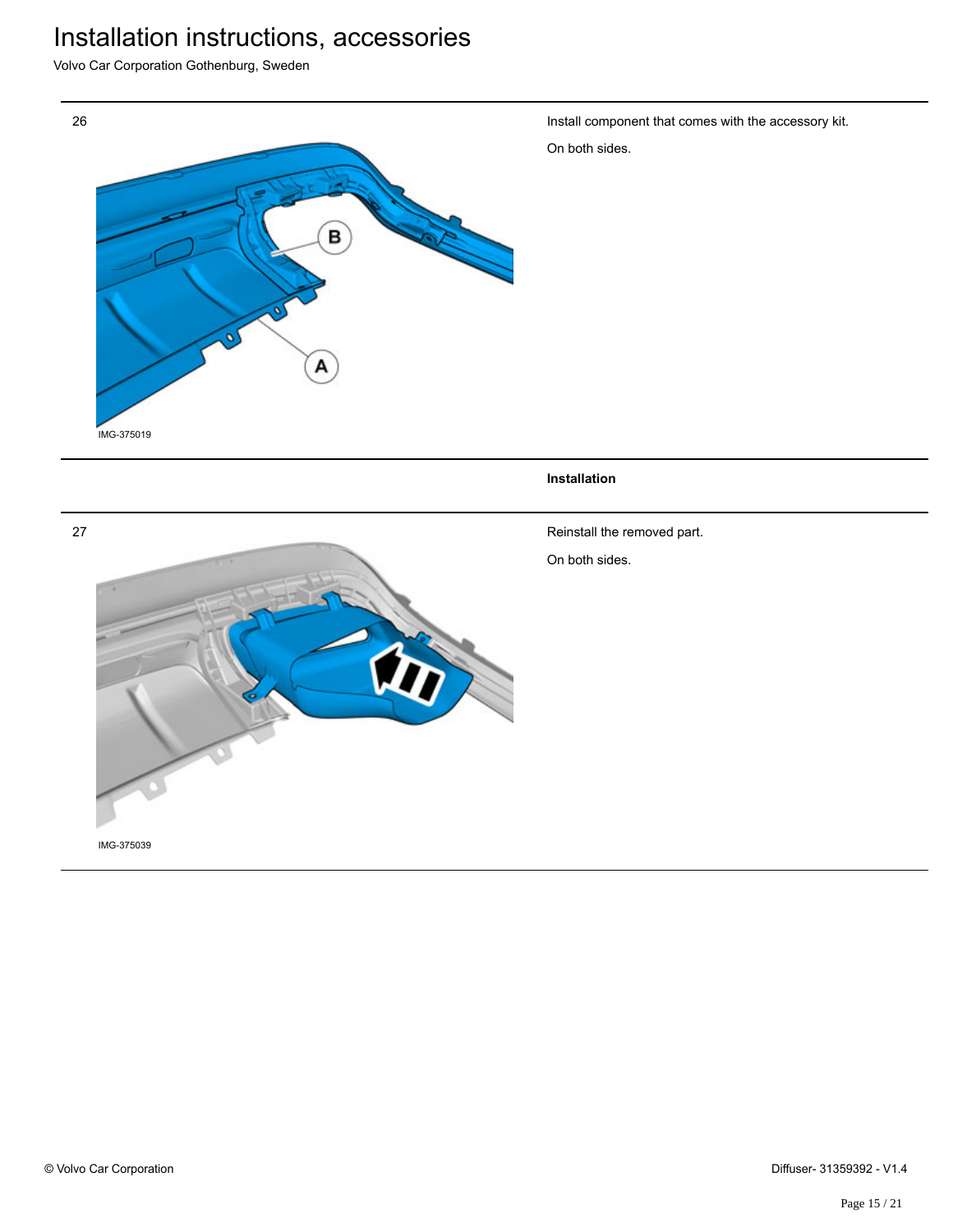26

IMG-375019

Install component that comes with the accessory kit.

On both sides.

**Installation**

27

IMG-375039

Reinstall the removed part.

On both sides.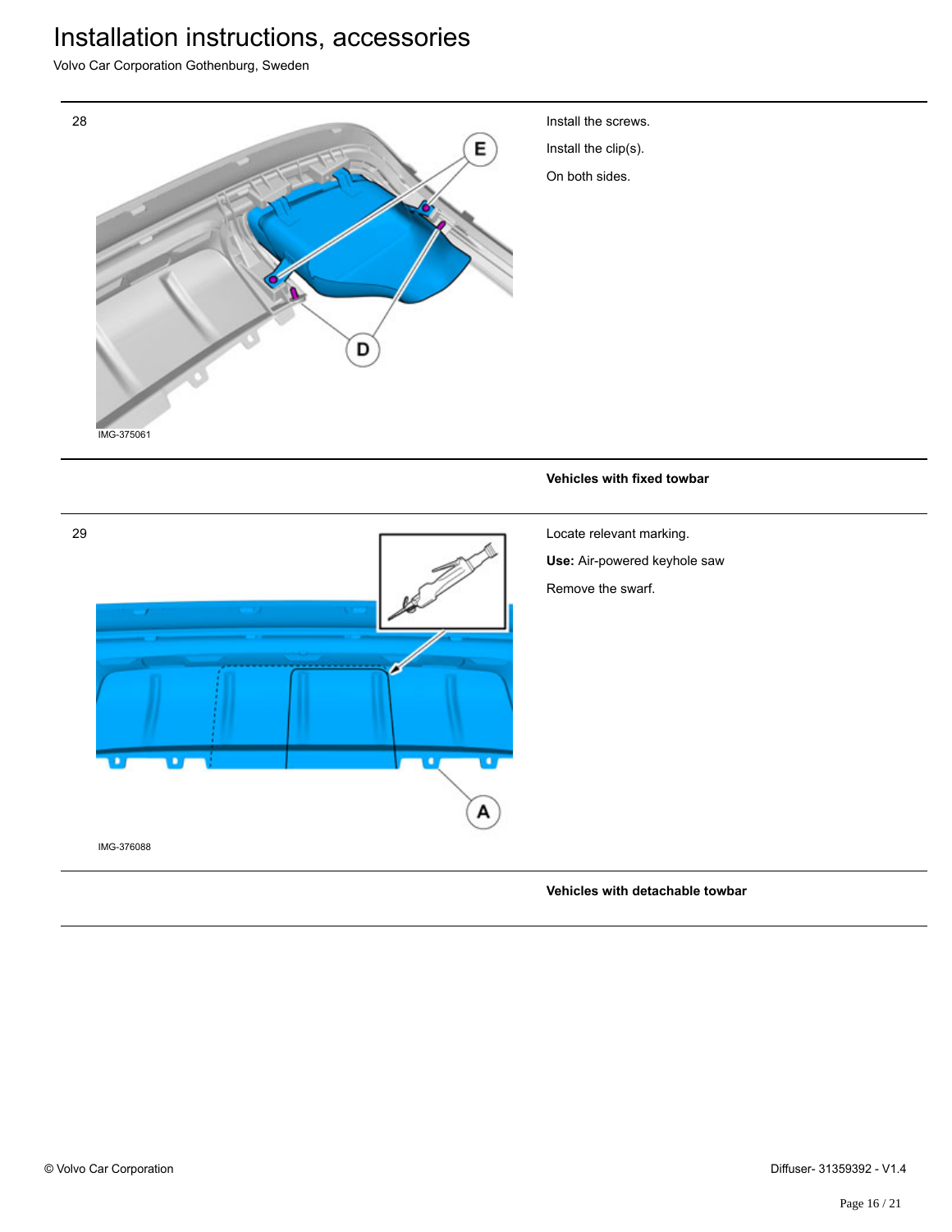28

IMG-375061

Install the screws.

Install the clip(s).

On both sides.

**Vehicles with fixed towbar**

29

IMG-376088

Locate relevant marking.

**Use:** Air-powered keyhole saw

Remove the swarf.

**Vehicles with detachable towbar**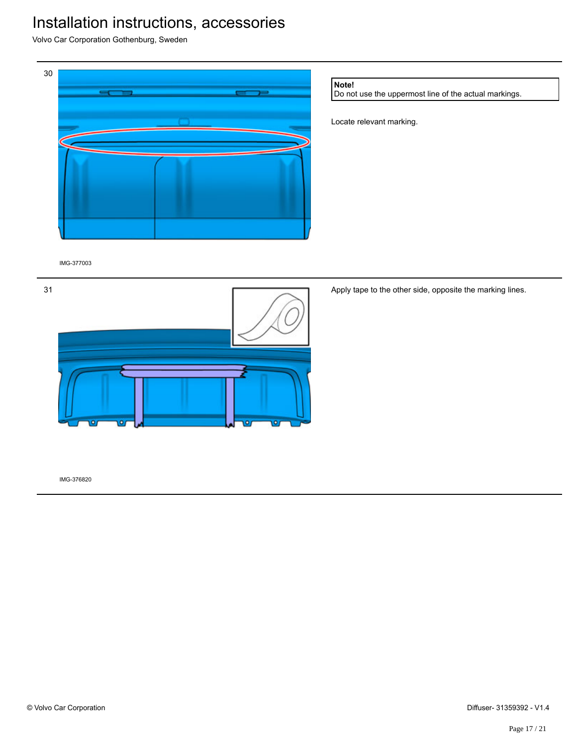30

IMG-377003

**Note!**
Do not use the uppermost line of the actual markings.

Locate relevant marking.

31

IMG-376820

Apply tape to the other side, opposite the marking lines.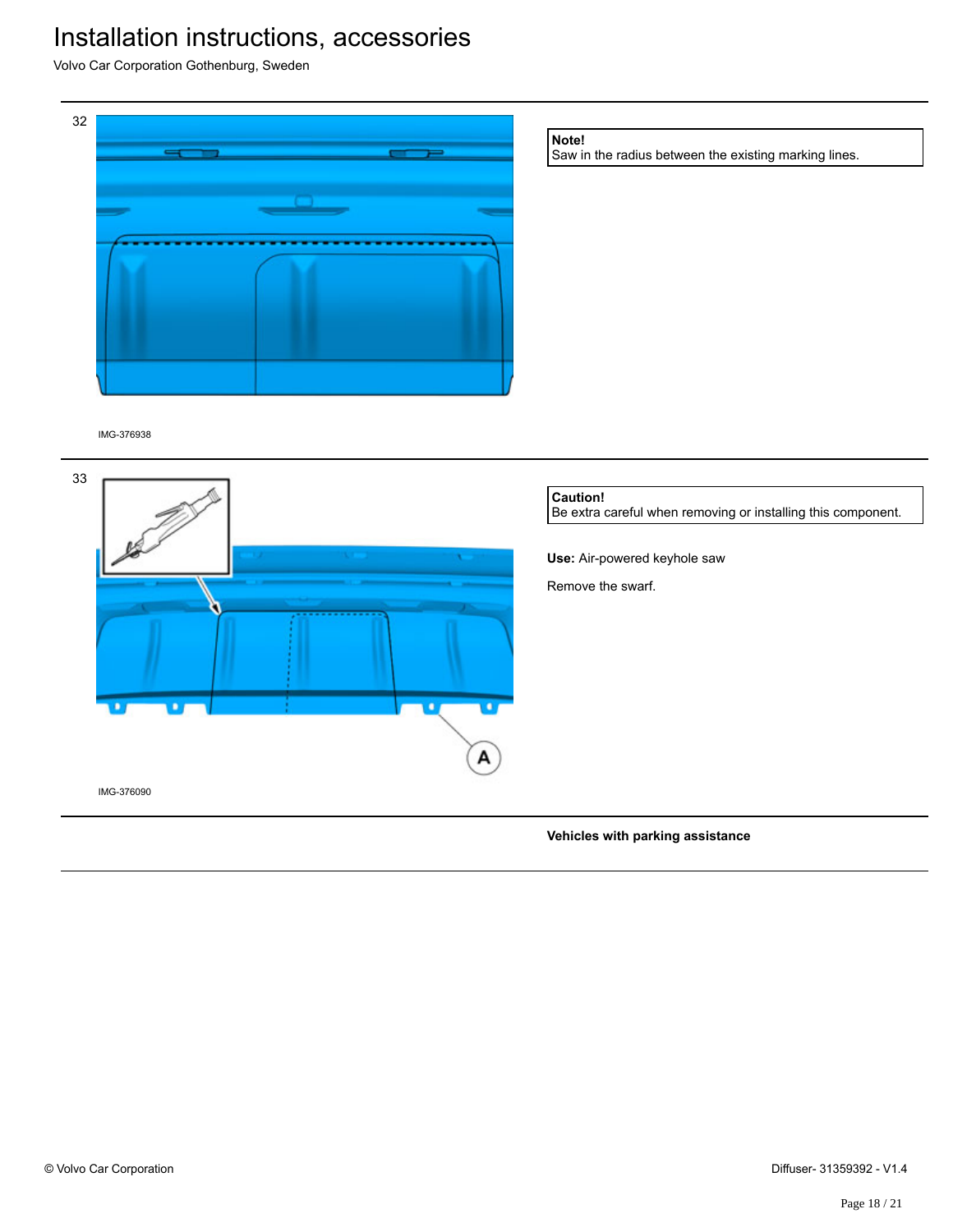32

IMG-376938

**Note!**
Saw in the radius between the existing marking lines.

33

IMG-376090

**Caution!**
Be extra careful when removing or installing this component.

**Use:** Air-powered keyhole saw

Remove the swarf.

**Vehicles with parking assistance**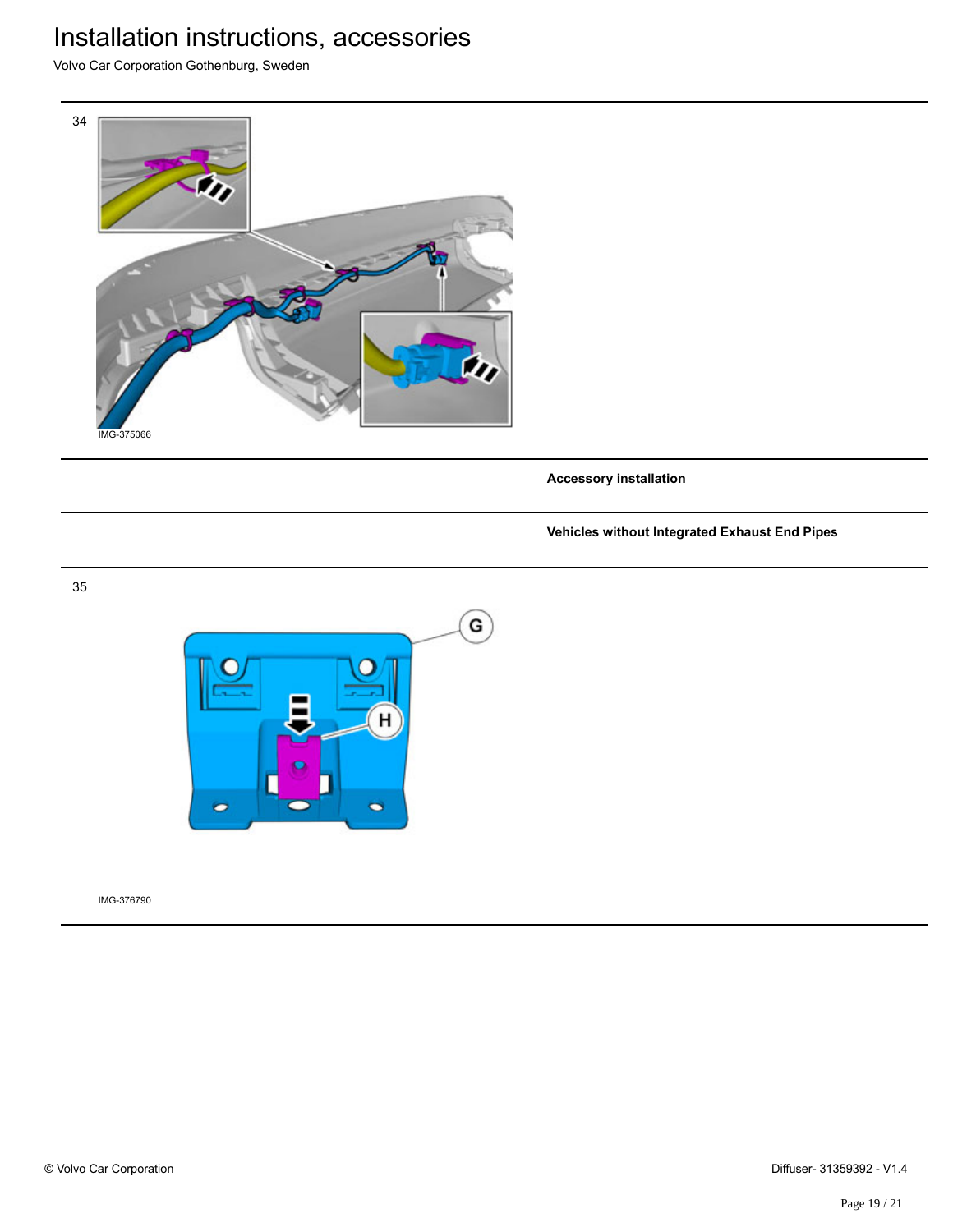34

IMG-375066

**Accessory installation**

**Vehicles without Integrated Exhaust End Pipes**

35

IMG-376790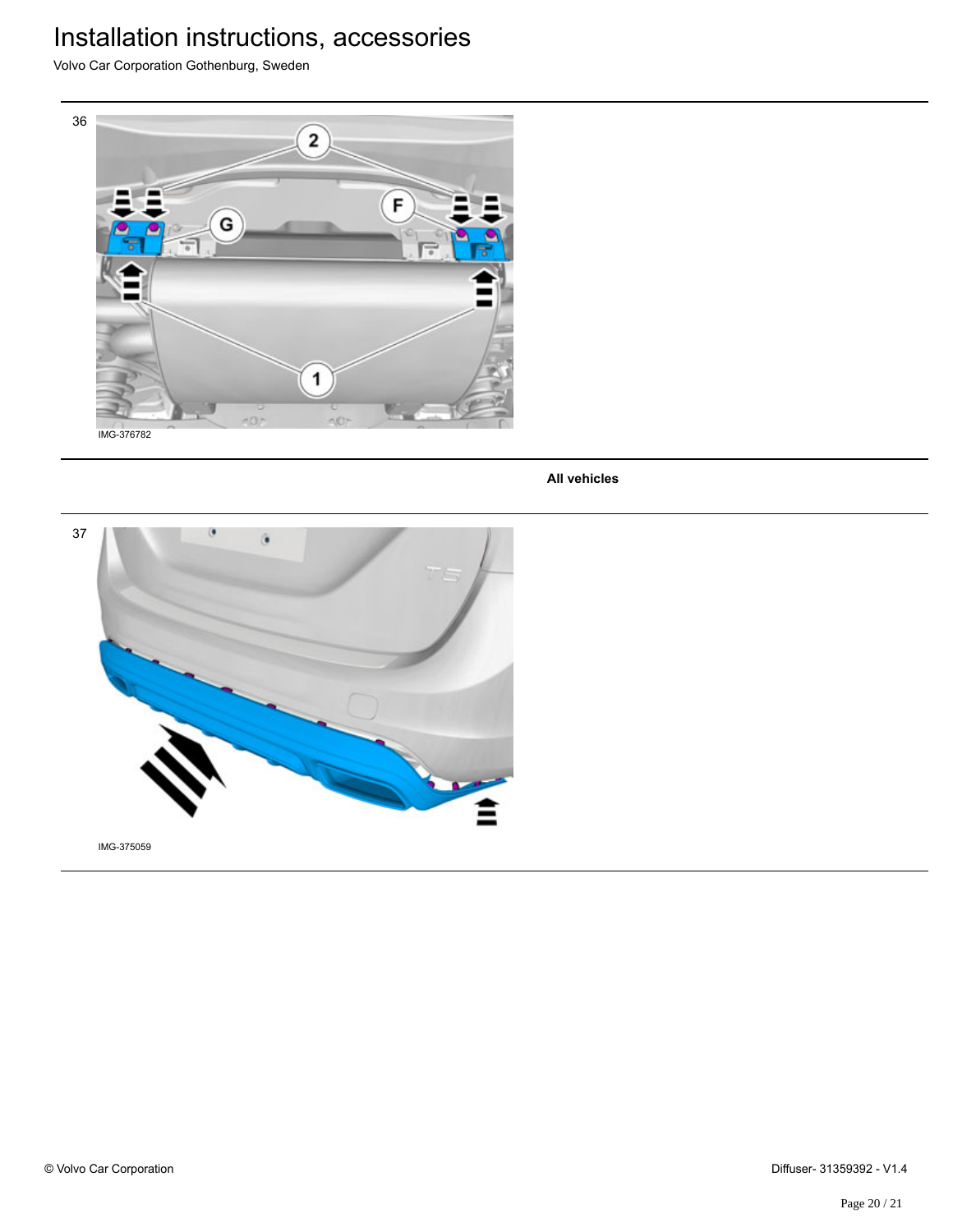36

IMG-376782

**All vehicles**

37

IMG-375059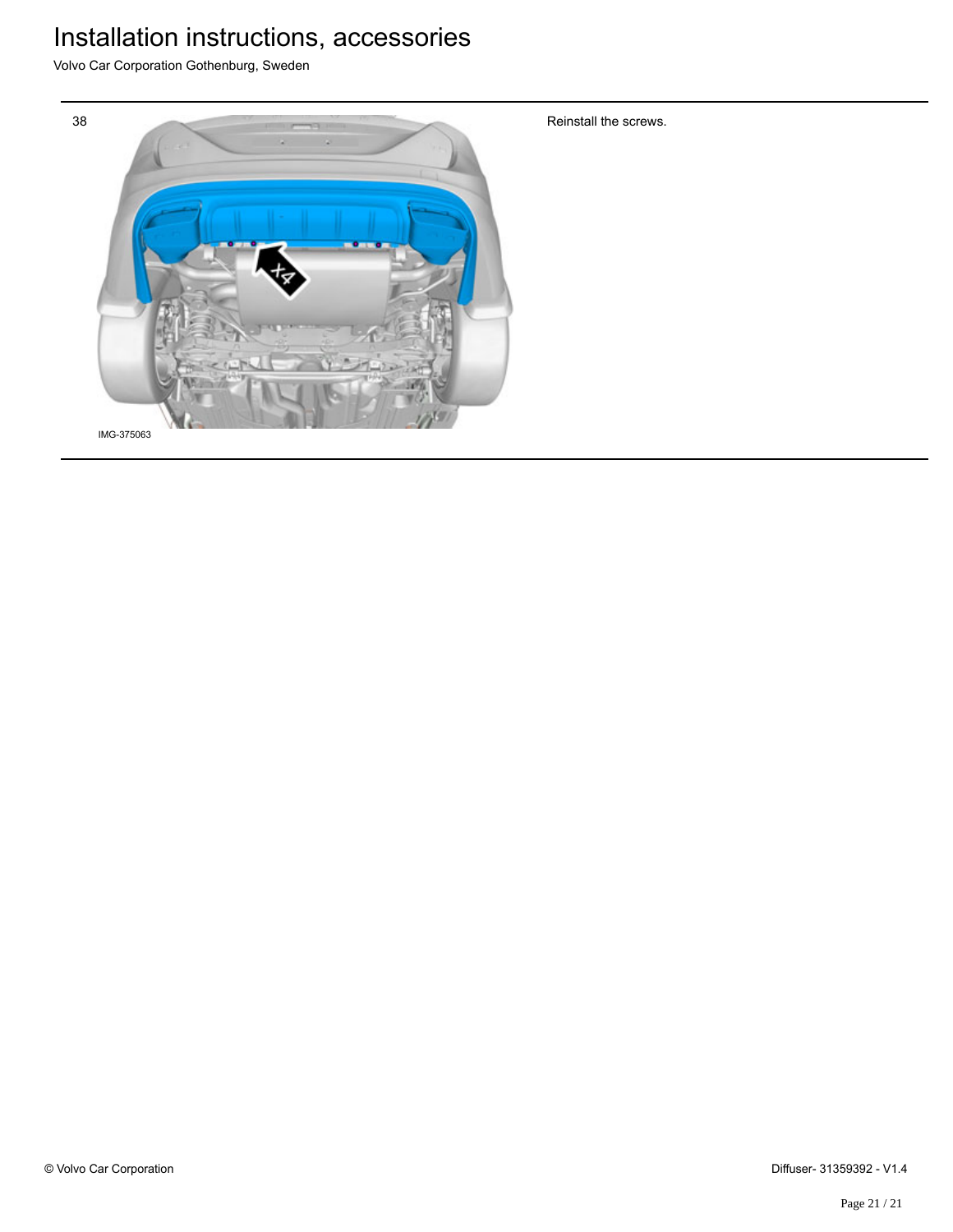38

Reinstall the screws.

IMG-375063